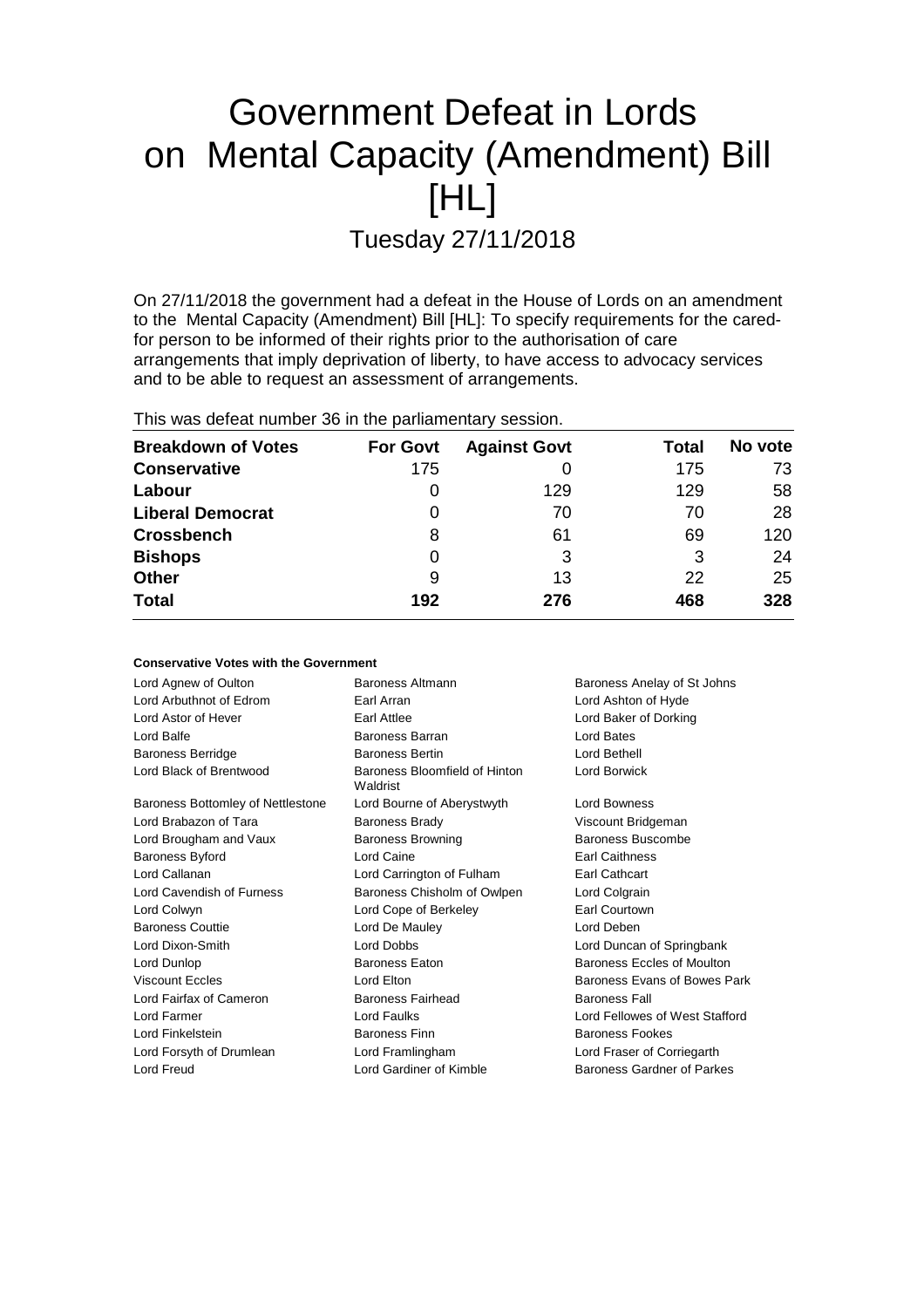# Government Defeat in Lords on Mental Capacity (Amendment) Bill [HL]

## Tuesday 27/11/2018

On 27/11/2018 the government had a defeat in the House of Lords on an amendment to the Mental Capacity (Amendment) Bill [HL]: To specify requirements for the cared-for person to be informed of their rights prior to the authorisation of care arrangements that imply deprivation of liberty, to have access to advocacy services and to be able to request an assessment of arrangements.

This was defeat number 36 in the parliamentary session.

| Breakdown of Votes | For Govt | Against Govt | Total | No vote |
|---|---|---|---|---|
| **Conservative** | 175 | 0 | 175 | 73 |
| **Labour** | 0 | 129 | 129 | 58 |
| **Liberal Democrat** | 0 | 70 | 70 | 28 |
| **Crossbench** | 8 | 61 | 69 | 120 |
| **Bishops** | 0 | 3 | 3 | 24 |
| **Other** | 9 | 13 | 22 | 25 |
| **Total** | **192** | **276** | **468** | **328** |

#### Conservative Votes with the Government

| | | |
|---|---|---|
| Lord Agnew of Oulton | Baroness Altmann | Baroness Anelay of St Johns |
| Lord Arbuthnot of Edrom | Earl Arran | Lord Ashton of Hyde |
| Lord Astor of Hever | Earl Attlee | Lord Baker of Dorking |
| Lord Balfe | Baroness Barran | Lord Bates |
| Baroness Berridge | Baroness Bertin | Lord Bethell |
| Lord Black of Brentwood | Baroness Bloomfield of Hinton Waldrist | Lord Borwick |
| Baroness Bottomley of Nettlestone | Lord Bourne of Aberystwyth | Lord Bowness |
| Lord Brabazon of Tara | Baroness Brady | Viscount Bridgeman |
| Lord Brougham and Vaux | Baroness Browning | Baroness Buscombe |
| Baroness Byford | Lord Caine | Earl Caithness |
| Lord Callanan | Lord Carrington of Fulham | Earl Cathcart |
| Lord Cavendish of Furness | Baroness Chisholm of Owlpen | Lord Colgrain |
| Lord Colwyn | Lord Cope of Berkeley | Earl Courtown |
| Baroness Couttie | Lord De Mauley | Lord Deben |
| Lord Dixon-Smith | Lord Dobbs | Lord Duncan of Springbank |
| Lord Dunlop | Baroness Eaton | Baroness Eccles of Moulton |
| Viscount Eccles | Lord Elton | Baroness Evans of Bowes Park |
| Lord Fairfax of Cameron | Baroness Fairhead | Baroness Fall |
| Lord Farmer | Lord Faulks | Lord Fellowes of West Stafford |
| Lord Finkelstein | Baroness Finn | Baroness Fookes |
| Lord Forsyth of Drumlean | Lord Framlingham | Lord Fraser of Corriegarth |
| Lord Freud | Lord Gardiner of Kimble | Baroness Gardner of Parkes |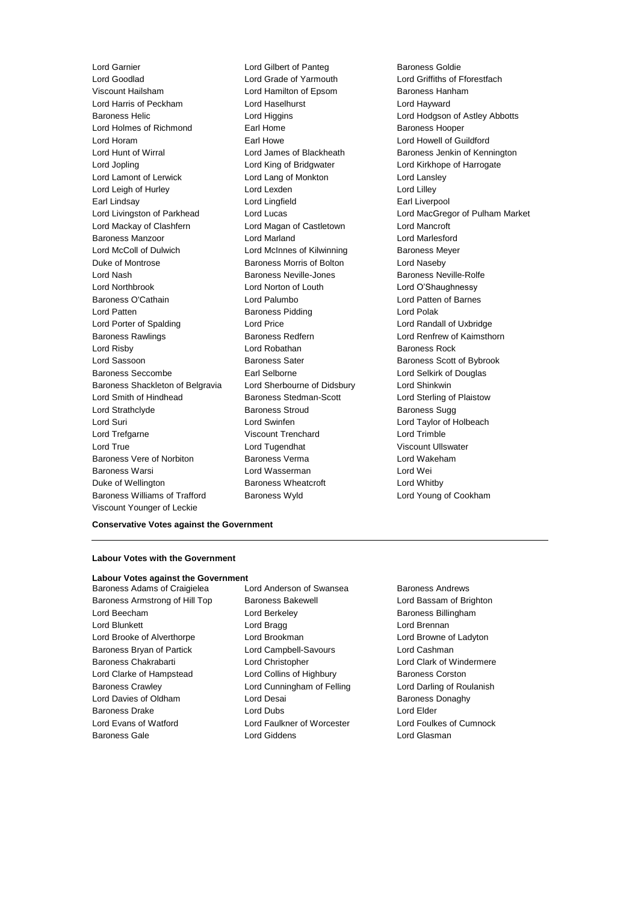Lord Garnier
Lord Gilbert of Panteg
Baroness Goldie
Lord Goodlad
Lord Grade of Yarmouth
Lord Griffiths of Fforestfach
Viscount Hailsham
Lord Hamilton of Epsom
Baroness Hanham
Lord Harris of Peckham
Lord Haselhurst
Lord Hayward
Baroness Helic
Lord Higgins
Lord Hodgson of Astley Abbotts
Lord Holmes of Richmond
Earl Home
Baroness Hooper
Lord Horam
Earl Howe
Lord Howell of Guildford
Lord Hunt of Wirral
Lord James of Blackheath
Baroness Jenkin of Kennington
Lord Jopling
Lord King of Bridgwater
Lord Kirkhope of Harrogate
Lord Lamont of Lerwick
Lord Lang of Monkton
Lord Lansley
Lord Leigh of Hurley
Lord Lexden
Lord Lilley
Earl Lindsay
Lord Lingfield
Earl Liverpool
Lord Livingston of Parkhead
Lord Lucas
Lord MacGregor of Pulham Market
Lord Mackay of Clashfern
Lord Magan of Castletown
Lord Mancroft
Baroness Manzoor
Lord Marland
Lord Marlesford
Lord McColl of Dulwich
Lord McInnes of Kilwinning
Baroness Meyer
Duke of Montrose
Baroness Morris of Bolton
Lord Naseby
Lord Nash
Baroness Neville-Jones
Baroness Neville-Rolfe
Lord Northbrook
Lord Norton of Louth
Lord O'Shaughnessy
Baroness O'Cathain
Lord Palumbo
Lord Patten of Barnes
Lord Patten
Baroness Pidding
Lord Polak
Lord Porter of Spalding
Lord Price
Lord Randall of Uxbridge
Baroness Rawlings
Baroness Redfern
Lord Renfrew of Kaimsthorn
Lord Risby
Lord Robathan
Baroness Rock
Lord Sassoon
Baroness Sater
Baroness Scott of Bybrook
Baroness Seccombe
Earl Selborne
Lord Selkirk of Douglas
Baroness Shackleton of Belgravia
Lord Sherbourne of Didsbury
Lord Shinkwin
Lord Smith of Hindhead
Baroness Stedman-Scott
Lord Sterling of Plaistow
Lord Strathclyde
Baroness Stroud
Baroness Sugg
Lord Suri
Lord Swinfen
Lord Taylor of Holbeach
Lord Trefgarne
Viscount Trenchard
Lord Trimble
Lord True
Lord Tugendhat
Viscount Ullswater
Baroness Vere of Norbiton
Baroness Verma
Lord Wakeham
Baroness Warsi
Lord Wasserman
Lord Wei
Duke of Wellington
Baroness Wheatcroft
Lord Whitby
Baroness Williams of Trafford
Baroness Wyld
Lord Young of Cookham
Viscount Younger of Leckie

**Conservative Votes against the Government**

---

**Labour Votes with the Government**

**Labour Votes against the Government**

Baroness Adams of Craigielea
Lord Anderson of Swansea
Baroness Andrews
Baroness Armstrong of Hill Top
Baroness Bakewell
Lord Bassam of Brighton
Lord Beecham
Lord Berkeley
Baroness Billingham
Lord Blunkett
Lord Bragg
Lord Brennan
Lord Brooke of Alverthorpe
Lord Brookman
Lord Browne of Ladyton
Baroness Bryan of Partick
Lord Campbell-Savours
Lord Cashman
Baroness Chakrabarti
Lord Christopher
Lord Clark of Windermere
Lord Clarke of Hampstead
Lord Collins of Highbury
Baroness Corston
Baroness Crawley
Lord Cunningham of Felling
Lord Darling of Roulanish
Lord Davies of Oldham
Lord Desai
Baroness Donaghy
Baroness Drake
Lord Dubs
Lord Elder
Lord Evans of Watford
Lord Faulkner of Worcester
Lord Foulkes of Cumnock
Baroness Gale
Lord Giddens
Lord Glasman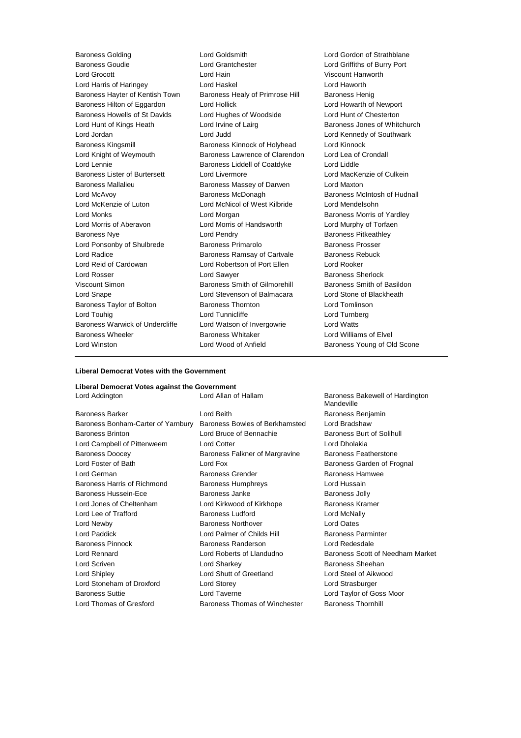Baroness Golding
Lord Goldsmith
Lord Gordon of Strathblane
Baroness Goudie
Lord Grantchester
Lord Griffiths of Burry Port
Lord Grocott
Lord Hain
Viscount Hanworth
Lord Harris of Haringey
Lord Haskel
Lord Haworth
Baroness Hayter of Kentish Town
Baroness Healy of Primrose Hill
Baroness Henig
Baroness Hilton of Eggardon
Lord Hollick
Lord Howarth of Newport
Baroness Howells of St Davids
Lord Hughes of Woodside
Lord Hunt of Chesterton
Lord Hunt of Kings Heath
Lord Irvine of Lairg
Baroness Jones of Whitchurch
Lord Jordan
Lord Judd
Lord Kennedy of Southwark
Baroness Kingsmill
Baroness Kinnock of Holyhead
Lord Kinnock
Lord Knight of Weymouth
Baroness Lawrence of Clarendon
Lord Lea of Crondall
Lord Lennie
Baroness Liddell of Coatdyke
Lord Liddle
Baroness Lister of Burtersett
Lord Livermore
Lord MacKenzie of Culkein
Baroness Mallalieu
Baroness Massey of Darwen
Lord Maxton
Lord McAvoy
Baroness McDonagh
Baroness McIntosh of Hudnall
Lord McKenzie of Luton
Lord McNicol of West Kilbride
Lord Mendelsohn
Lord Monks
Lord Morgan
Baroness Morris of Yardley
Lord Morris of Aberavon
Lord Morris of Handsworth
Lord Murphy of Torfaen
Baroness Nye
Lord Pendry
Baroness Pitkeathley
Lord Ponsonby of Shulbrede
Baroness Primarolo
Baroness Prosser
Lord Radice
Baroness Ramsay of Cartvale
Baroness Rebuck
Lord Reid of Cardowan
Lord Robertson of Port Ellen
Lord Rooker
Lord Rosser
Lord Sawyer
Baroness Sherlock
Viscount Simon
Baroness Smith of Gilmorehill
Baroness Smith of Basildon
Lord Snape
Lord Stevenson of Balmacara
Lord Stone of Blackheath
Baroness Taylor of Bolton
Baroness Thornton
Lord Tomlinson
Lord Touhig
Lord Tunnicliffe
Lord Turnberg
Baroness Warwick of Undercliffe
Lord Watson of Invergowrie
Lord Watts
Baroness Wheeler
Baroness Whitaker
Lord Williams of Elvel
Lord Winston
Lord Wood of Anfield
Baroness Young of Old Scone

---

**Liberal Democrat Votes with the Government**

**Liberal Democrat Votes against the Government**

Lord Addington
Lord Allan of Hallam
Baroness Bakewell of Hardington Mandeville
Baroness Barker
Lord Beith
Baroness Benjamin
Baroness Bonham-Carter of Yarnbury
Baroness Bowles of Berkhamsted
Lord Bradshaw
Baroness Brinton
Lord Bruce of Bennachie
Baroness Burt of Solihull
Lord Campbell of Pittenweem
Lord Cotter
Lord Dholakia
Baroness Doocey
Baroness Falkner of Margravine
Baroness Featherstone
Lord Foster of Bath
Lord Fox
Baroness Garden of Frognal
Lord German
Baroness Grender
Baroness Hamwee
Baroness Harris of Richmond
Baroness Humphreys
Lord Hussain
Baroness Hussein-Ece
Baroness Janke
Baroness Jolly
Lord Jones of Cheltenham
Lord Kirkwood of Kirkhope
Baroness Kramer
Lord Lee of Trafford
Baroness Ludford
Lord McNally
Lord Newby
Baroness Northover
Lord Oates
Lord Paddick
Lord Palmer of Childs Hill
Baroness Parminter
Baroness Pinnock
Baroness Randerson
Lord Redesdale
Lord Rennard
Lord Roberts of Llandudno
Baroness Scott of Needham Market
Lord Scriven
Lord Sharkey
Baroness Sheehan
Lord Shipley
Lord Shutt of Greetland
Lord Steel of Aikwood
Lord Stoneham of Droxford
Lord Storey
Lord Strasburger
Baroness Suttie
Lord Taverne
Lord Taylor of Goss Moor
Lord Thomas of Gresford
Baroness Thomas of Winchester
Baroness Thornhill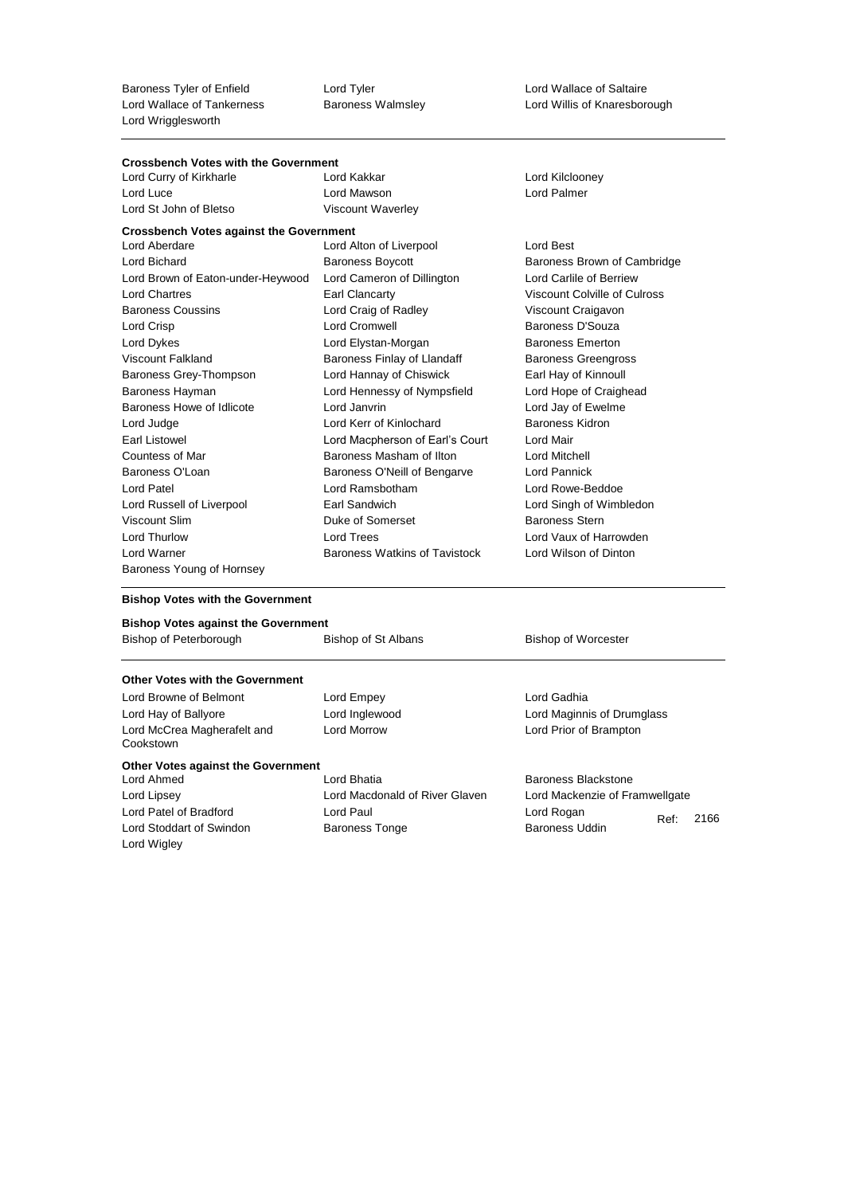Baroness Tyler of Enfield
Lord Tyler
Lord Wallace of Saltaire
Lord Wallace of Tankerness
Baroness Walmsley
Lord Willis of Knaresborough
Lord Wrigglesworth

**Crossbench Votes with the Government**

Lord Curry of Kirkharle
Lord Kakkar
Lord Kilclooney
Lord Luce
Lord Mawson
Lord Palmer
Lord St John of Bletso
Viscount Waverley

**Crossbench Votes against the Government**

Lord Aberdare
Lord Alton of Liverpool
Lord Best
Lord Bichard
Baroness Boycott
Baroness Brown of Cambridge
Lord Brown of Eaton-under-Heywood
Lord Cameron of Dillington
Lord Carlile of Berriew
Lord Chartres
Earl Clancarty
Viscount Colville of Culross
Baroness Coussins
Lord Craig of Radley
Viscount Craigavon
Lord Crisp
Lord Cromwell
Baroness D'Souza
Lord Dykes
Lord Elystan-Morgan
Baroness Emerton
Viscount Falkland
Baroness Finlay of Llandaff
Baroness Greengross
Baroness Grey-Thompson
Lord Hannay of Chiswick
Earl Hay of Kinnoull
Baroness Hayman
Lord Hennessy of Nympsfield
Lord Hope of Craighead
Baroness Howe of Idlicote
Lord Janvrin
Lord Jay of Ewelme
Lord Judge
Lord Kerr of Kinlochard
Baroness Kidron
Earl Listowel
Lord Macpherson of Earl's Court
Lord Mair
Countess of Mar
Baroness Masham of Ilton
Lord Mitchell
Baroness O'Loan
Baroness O'Neill of Bengarve
Lord Pannick
Lord Patel
Lord Ramsbotham
Lord Rowe-Beddoe
Lord Russell of Liverpool
Earl Sandwich
Lord Singh of Wimbledon
Viscount Slim
Duke of Somerset
Baroness Stern
Lord Thurlow
Lord Trees
Lord Vaux of Harrowden
Lord Warner
Baroness Watkins of Tavistock
Lord Wilson of Dinton
Baroness Young of Hornsey

**Bishop Votes with the Government**

**Bishop Votes against the Government**

Bishop of Peterborough
Bishop of St Albans
Bishop of Worcester

**Other Votes with the Government**

Lord Browne of Belmont
Lord Empey
Lord Gadhia
Lord Hay of Ballyore
Lord Inglewood
Lord Maginnis of Drumglass
Lord McCrea Magherafelt and Cookstown
Lord Morrow
Lord Prior of Brampton

**Other Votes against the Government**

Lord Ahmed
Lord Bhatia
Baroness Blackstone
Lord Lipsey
Lord Macdonald of River Glaven
Lord Mackenzie of Framwellgate
Lord Patel of Bradford
Lord Paul
Lord Rogan
Lord Stoddart of Swindon
Baroness Tonge
Baroness Uddin
Lord Wigley

Ref: 2166